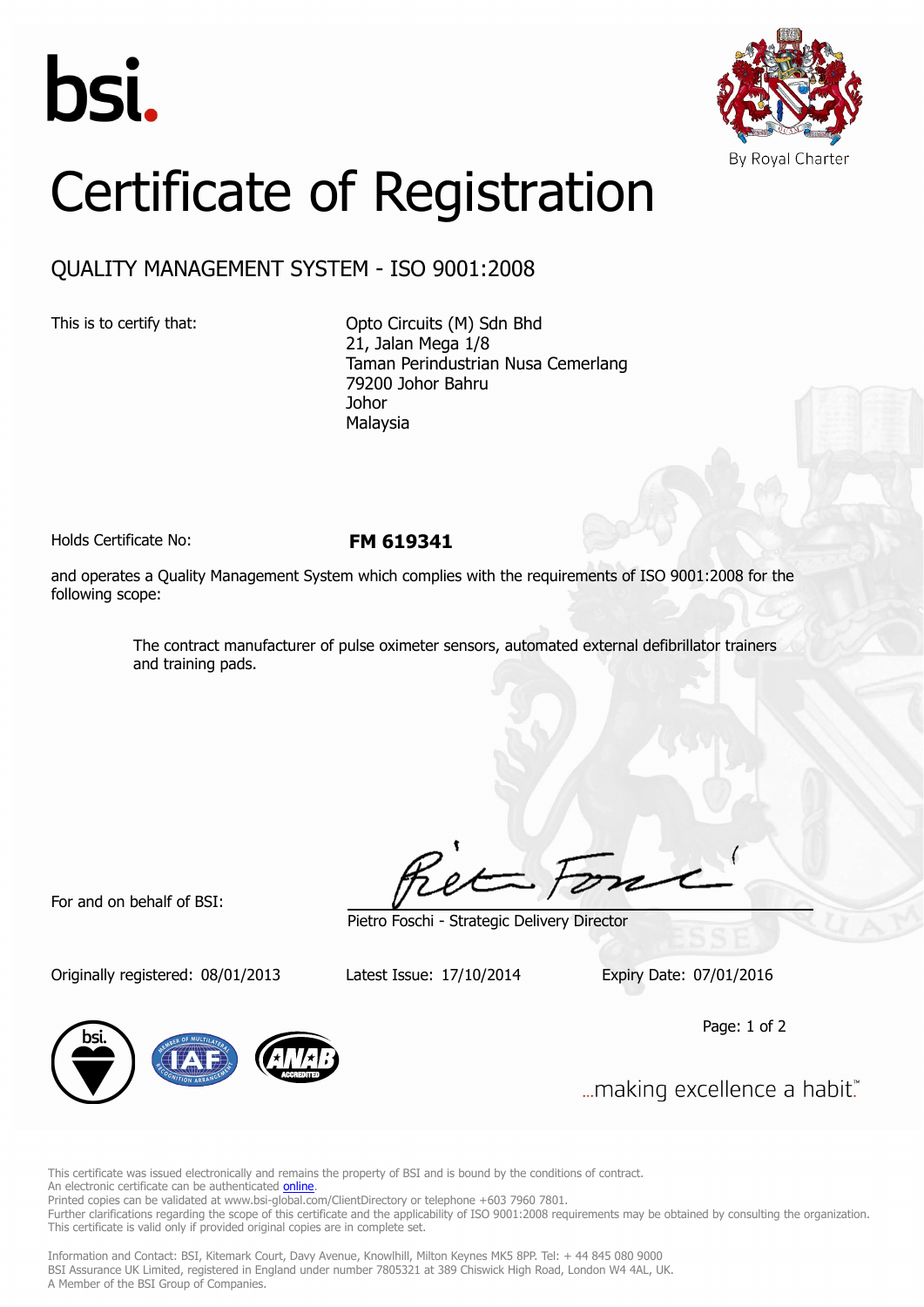bsi.

By Royal Charter

# Certificate of Registration

## QUALITY MANAGEMENT SYSTEM - ISO 9001:2008

This is to certify that:

Opto Circuits (M) Sdn Bhd
21, Jalan Mega 1/8
Taman Perindustrian Nusa Cemerlang
79200 Johor Bahru
Johor
Malaysia

Holds Certificate No: **FM 619341**

and operates a Quality Management System which complies with the requirements of ISO 9001:2008 for the following scope:

> The contract manufacturer of pulse oximeter sensors, automated external defibrillator trainers and training pads.

For and on behalf of BSI:

Pietro Foschi - Strategic Delivery Director

Originally registered: 08/01/2013 Latest Issue: 17/10/2014 Expiry Date: 07/01/2016

...making excellence a habit.™

This certificate was issued electronically and remains the property of BSI and is bound by the conditions of contract.
An electronic certificate can be authenticated online.
Printed copies can be validated at www.bsi-global.com/ClientDirectory or telephone +603 7960 7801.
Further clarifications regarding the scope of this certificate and the applicability of ISO 9001:2008 requirements may be obtained by consulting the organization.
This certificate is valid only if provided original copies are in complete set.

Information and Contact: BSI, Kitemark Court, Davy Avenue, Knowlhill, Milton Keynes MK5 8PP. Tel: + 44 845 080 9000
BSI Assurance UK Limited, registered in England under number 7805321 at 389 Chiswick High Road, London W4 4AL, UK.
A Member of the BSI Group of Companies.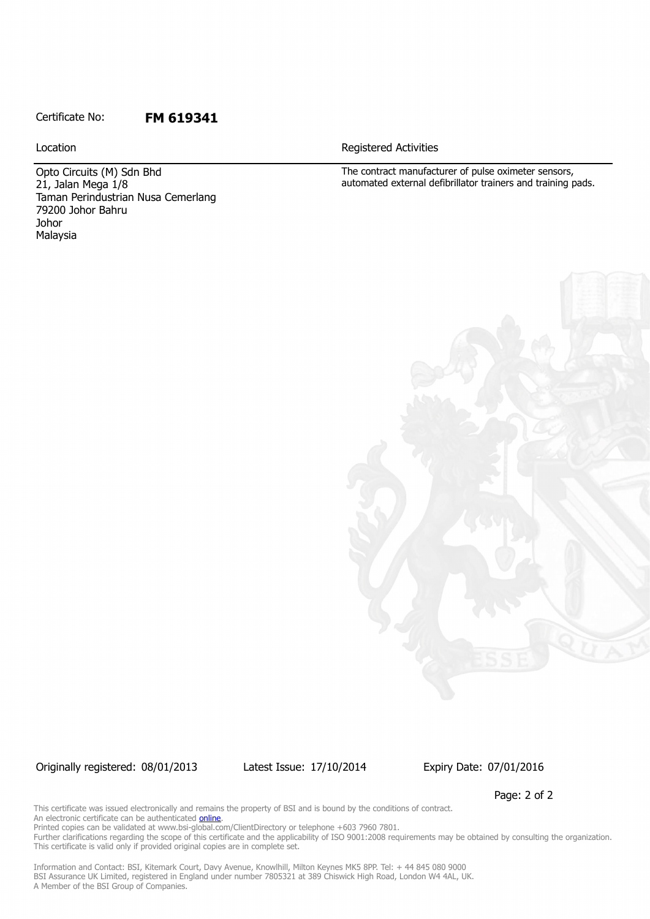Certificate No: **FM 619341**

| Location | Registered Activities |
| --- | --- |
| Opto Circuits (M) Sdn Bhd<br>21, Jalan Mega 1/8<br>Taman Perindustrian Nusa Cemerlang<br>79200 Johor Bahru<br>Johor<br>Malaysia | The contract manufacturer of pulse oximeter sensors, automated external defibrillator trainers and training pads. |

Originally registered: 08/01/2013 Latest Issue: 17/10/2014 Expiry Date: 07/01/2016

This certificate was issued electronically and remains the property of BSI and is bound by the conditions of contract.
An electronic certificate can be authenticated online.
Printed copies can be validated at www.bsi-global.com/ClientDirectory or telephone +603 7960 7801.
Further clarifications regarding the scope of this certificate and the applicability of ISO 9001:2008 requirements may be obtained by consulting the organization.
This certificate is valid only if provided original copies are in complete set.

Information and Contact: BSI, Kitemark Court, Davy Avenue, Knowlhill, Milton Keynes MK5 8PP. Tel: + 44 845 080 9000
BSI Assurance UK Limited, registered in England under number 7805321 at 389 Chiswick High Road, London W4 4AL, UK.
A Member of the BSI Group of Companies.